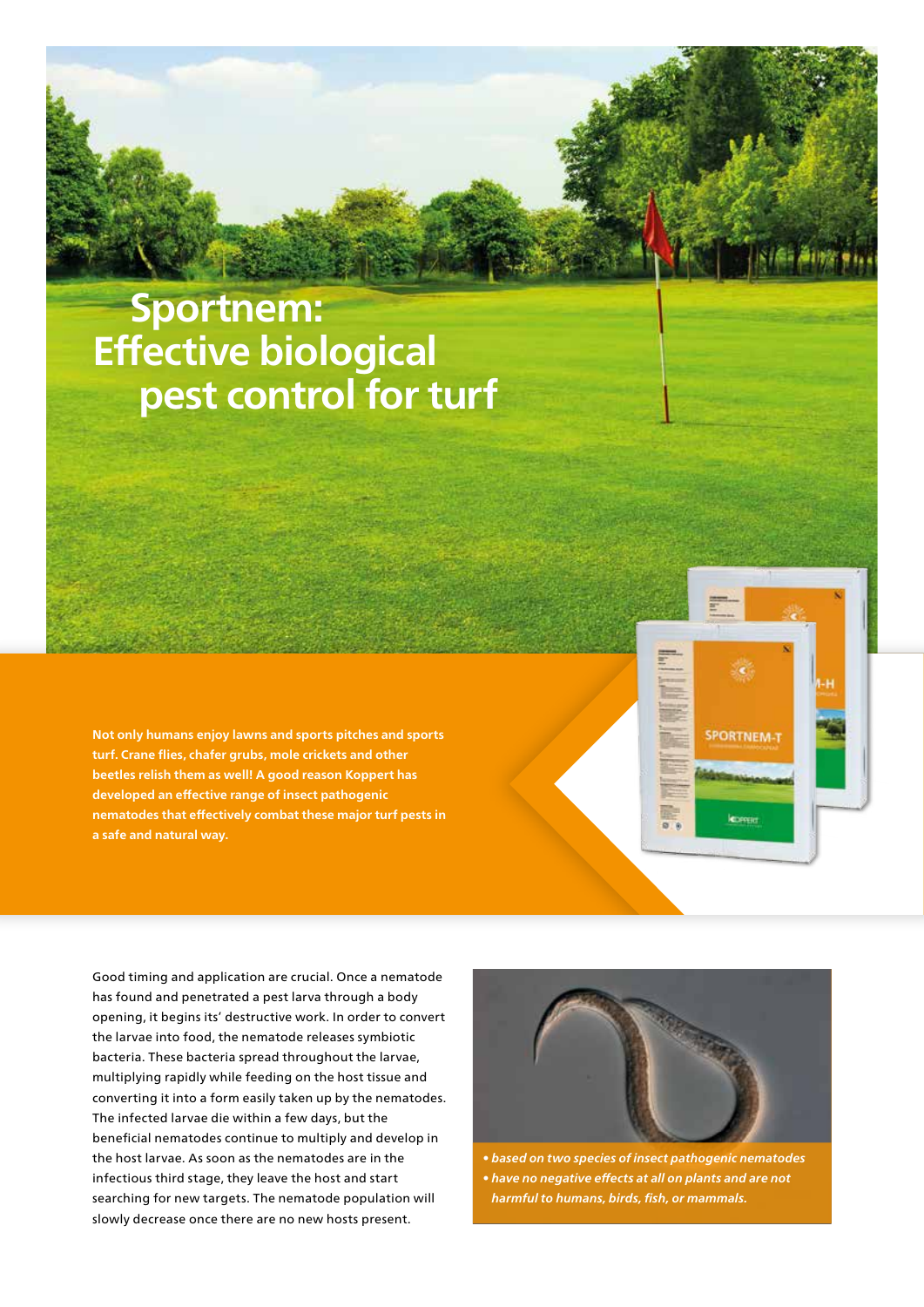# Sportnem: Effective biological pest control for turf

**Not only humans enjoy lawns and sports pitches and sports turf. Crane flies, chafer grubs, mole crickets and other beetles relish them as well! A good reason Koppert has developed an effective range of insect pathogenic nematodes that effectively combat these major turf pests in a safe and natural way.**

Good timing and application are crucial. Once a nematode has found and penetrated a pest larva through a body opening, it begins its' destructive work. In order to convert the larvae into food, the nematode releases symbiotic bacteria. These bacteria spread throughout the larvae, multiplying rapidly while feeding on the host tissue and converting it into a form easily taken up by the nematodes. The infected larvae die within a few days, but the beneficial nematodes continue to multiply and develop in the host larvae. As soon as the nematodes are in the infectious third stage, they leave the host and start searching for new targets. The nematode population will slowly decrease once there are no new hosts present.

- *based on two species of insect pathogenic nematodes*
- *have no negative effects at all on plants and are not harmful to humans, birds, fish, or mammals.*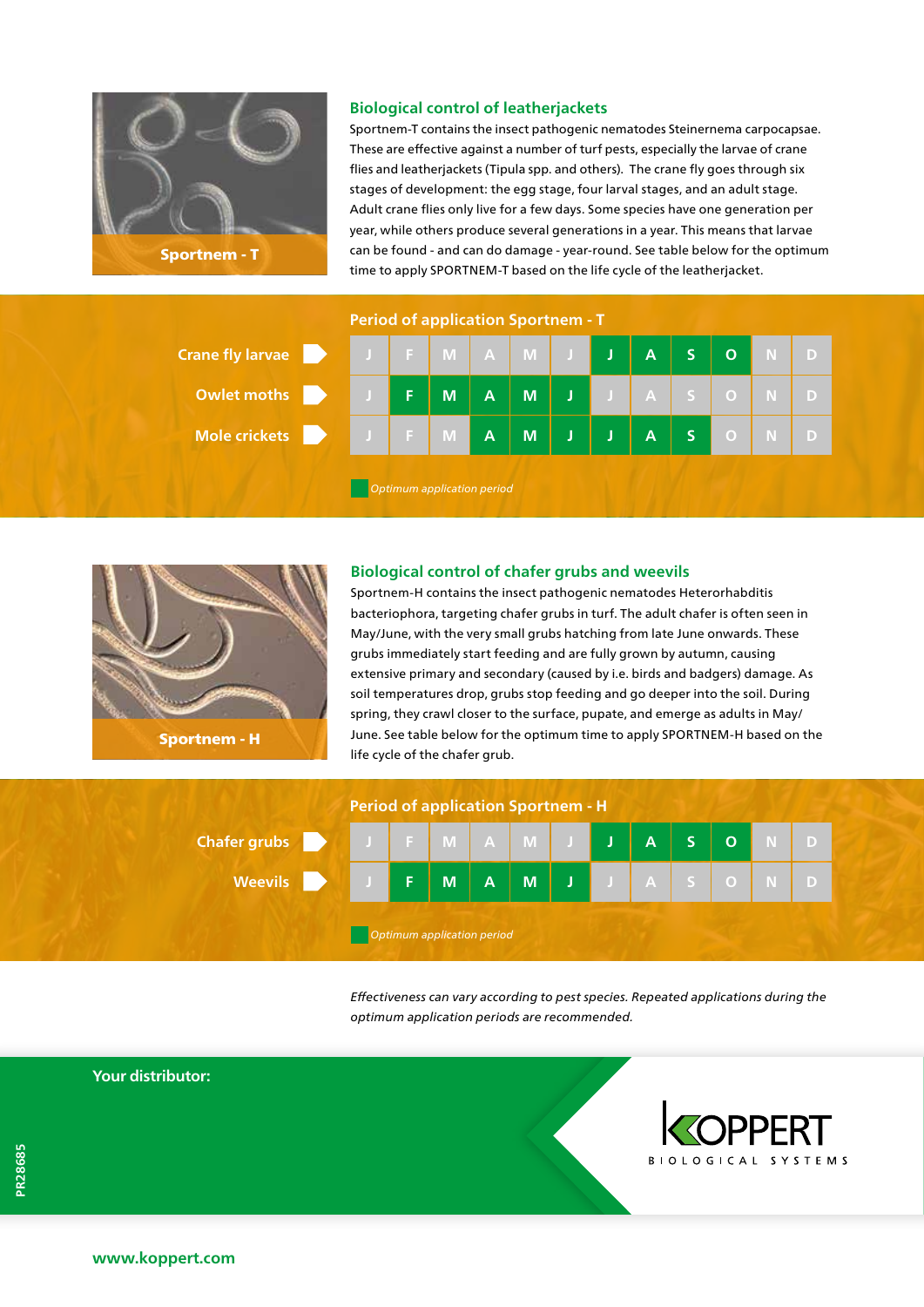Sportnem - T

## Biological control of leatherjackets

Sportnem-T contains the insect pathogenic nematodes Steinernema carpocapsae. These are effective against a number of turf pests, especially the larvae of crane flies and leatherjackets (Tipula spp. and others). The crane fly goes through six stages of development: the egg stage, four larval stages, and an adult stage. Adult crane flies only live for a few days. Some species have one generation per year, while others produce several generations in a year. This means that larvae can be found - and can do damage - year-round. See table below for the optimum time to apply SPORTNEM-T based on the life cycle of the leatherjacket.

### Period of application Sportnem - T

| | J | F | M | A | M | J | J | A | S | O | N | D |
|---|---|---|---|---|---|---|---|---|---|---|---|---|
| Crane fly larvae | | | | | | | ■ | ■ | ■ | ■ | | |
| Owlet moths | | ■ | ■ | ■ | ■ | ■ | | | | | | |
| Mole crickets | | | | ■ | ■ | ■ | ■ | ■ | ■ | | | |

■ *Optimum application period*

Sportnem - H

## Biological control of chafer grubs and weevils

Sportnem-H contains the insect pathogenic nematodes Heterorhabditis bacteriophora, targeting chafer grubs in turf. The adult chafer is often seen in May/June, with the very small grubs hatching from late June onwards. These grubs immediately start feeding and are fully grown by autumn, causing extensive primary and secondary (caused by i.e. birds and badgers) damage. As soil temperatures drop, grubs stop feeding and go deeper into the soil. During spring, they crawl closer to the surface, pupate, and emerge as adults in May/June. See table below for the optimum time to apply SPORTNEM-H based on the life cycle of the chafer grub.

### Period of application Sportnem - H

| | J | F | M | A | M | J | J | A | S | O | N | D |
|---|---|---|---|---|---|---|---|---|---|---|---|---|
| Chafer grubs | | | | | | | ■ | ■ | ■ | ■ | | |
| Weevils | | ■ | ■ | ■ | ■ | ■ | | | | | | |

■ *Optimum application period*

*Effectiveness can vary according to pest species. Repeated applications during the optimum application periods are recommended.*

**Your distributor:**

KOPPERT BIOLOGICAL SYSTEMS

PR28685

**www.koppert.com**